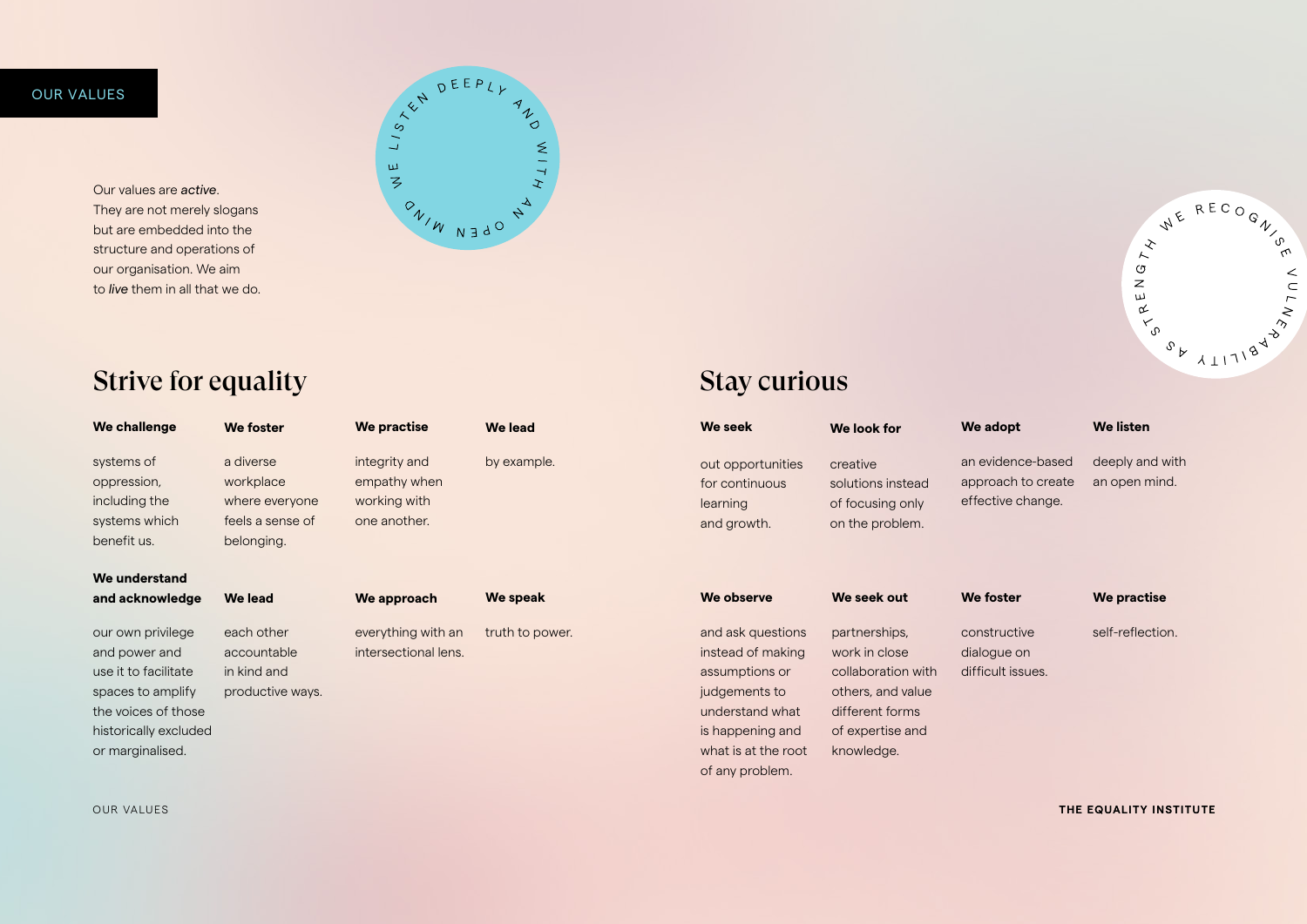OUR VALUES

Our values are ***active***. They are not merely slogans but are embedded into the structure and operations of our organisation. We aim to *live* them in all that we do.

WE LISTEN DEEPLY AND WITH AN OPEN MIND

WE RECOGNISE VULNERABILITY AS STRENGTH

## Strive for equality

**We challenge**

systems of oppression, including the systems which benefit us.

**We foster**

a diverse workplace where everyone feels a sense of belonging.

**We practise**

integrity and empathy when working with one another.

**We lead**

by example.

**We understand and acknowledge**

our own privilege and power and use it to facilitate spaces to amplify the voices of those historically excluded or marginalised.

**We lead**

each other accountable in kind and productive ways.

**We approach**

everything with an intersectional lens.

**We speak**

truth to power.

## Stay curious

**We seek**

out opportunities for continuous learning and growth.

**We look for**

creative solutions instead of focusing only on the problem.

**We adopt**

an evidence-based approach to create effective change.

**We listen**

deeply and with an open mind.

**We observe**

and ask questions instead of making assumptions or judgements to understand what is happening and what is at the root of any problem.

**We seek out**

partnerships, work in close collaboration with others, and value different forms of expertise and knowledge.

**We foster**

constructive dialogue on difficult issues.

**We practise**

self-reflection.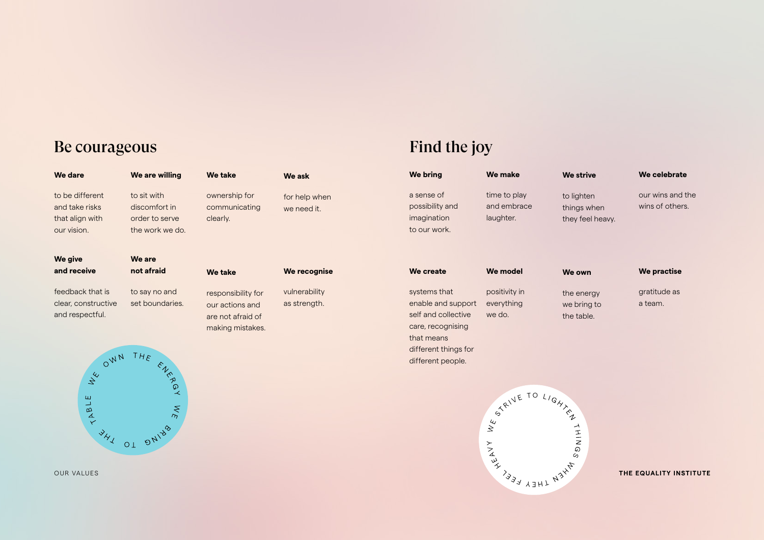## Be courageous

**We dare** to be different and take risks that align with our vision.

**We are willing** to sit with discomfort in order to serve the work we do.

**We take** ownership for communicating clearly.

**We ask** for help when we need it.

**We give and receive** feedback that is clear, constructive and respectful.

**We are not afraid** to say no and set boundaries.

**We take** responsibility for our actions and are not afraid of making mistakes.

**We recognise** vulnerability as strength.

WE OWN THE ENERGY WE BRING TO THE TABLE

## Find the joy

**We bring** a sense of possibility and imagination to our work.

**We make** time to play and embrace laughter.

**We strive** to lighten things when they feel heavy.

**We celebrate** our wins and the wins of others.

**We create** systems that enable and support self and collective care, recognising that means different things for different people.

**We model** positivity in everything we do.

**We own** the energy we bring to the table.

**We practise** gratitude as a team.

WE STRIVE TO LIGHTEN THINGS WHEN THEY FEEL HEAVY

OUR VALUES

THE EQUALITY INSTITUTE